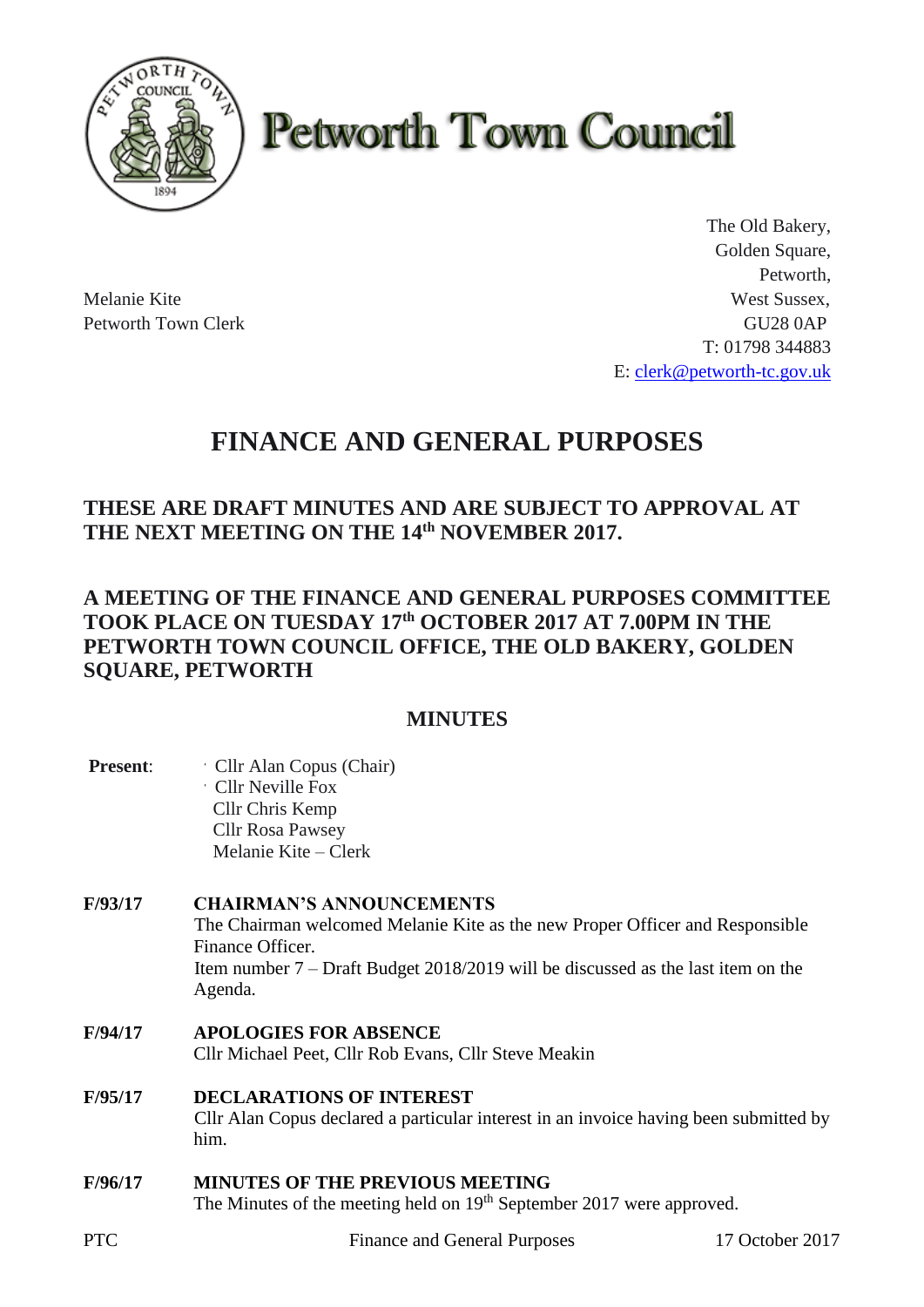# Petworth Town Council

The Old Bakery,
Golden Square,
Petworth,
West Sussex,
GU28 0AP
T: 01798 344883
E: clerk@petworth-tc.gov.uk

Melanie Kite
Petworth Town Clerk

## FINANCE AND GENERAL PURPOSES

### THESE ARE DRAFT MINUTES AND ARE SUBJECT TO APPROVAL AT THE NEXT MEETING ON THE 14th NOVEMBER 2017.

### A MEETING OF THE FINANCE AND GENERAL PURPOSES COMMITTEE TOOK PLACE ON TUESDAY 17th OCTOBER 2017 AT 7.00PM IN THE PETWORTH TOWN COUNCIL OFFICE, THE OLD BAKERY, GOLDEN SQUARE, PETWORTH

### MINUTES

**Present**: Cllr Alan Copus (Chair)
Cllr Neville Fox
Cllr Chris Kemp
Cllr Rosa Pawsey
Melanie Kite – Clerk

**F/93/17 CHAIRMAN'S ANNOUNCEMENTS**

The Chairman welcomed Melanie Kite as the new Proper Officer and Responsible Finance Officer.
Item number 7 – Draft Budget 2018/2019 will be discussed as the last item on the Agenda.

**F/94/17 APOLOGIES FOR ABSENCE**

Cllr Michael Peet, Cllr Rob Evans, Cllr Steve Meakin

**F/95/17 DECLARATIONS OF INTEREST**

Cllr Alan Copus declared a particular interest in an invoice having been submitted by him.

**F/96/17 MINUTES OF THE PREVIOUS MEETING**

The Minutes of the meeting held on 19th September 2017 were approved.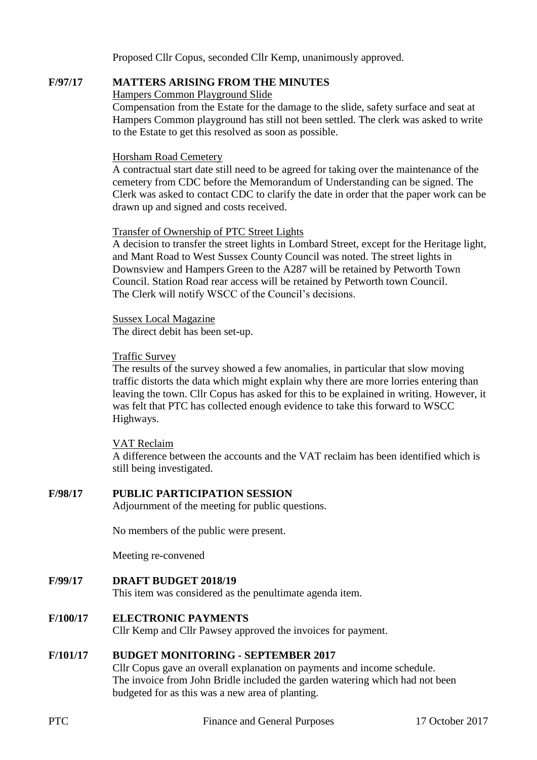Proposed Cllr Copus, seconded Cllr Kemp, unanimously approved.

**F/97/17 MATTERS ARISING FROM THE MINUTES**

Hampers Common Playground Slide

Compensation from the Estate for the damage to the slide, safety surface and seat at Hampers Common playground has still not been settled. The clerk was asked to write to the Estate to get this resolved as soon as possible.

Horsham Road Cemetery

A contractual start date still need to be agreed for taking over the maintenance of the cemetery from CDC before the Memorandum of Understanding can be signed. The Clerk was asked to contact CDC to clarify the date in order that the paper work can be drawn up and signed and costs received.

Transfer of Ownership of PTC Street Lights

A decision to transfer the street lights in Lombard Street, except for the Heritage light, and Mant Road to West Sussex County Council was noted. The street lights in Downsview and Hampers Green to the A287 will be retained by Petworth Town Council. Station Road rear access will be retained by Petworth town Council. The Clerk will notify WSCC of the Council's decisions.

Sussex Local Magazine

The direct debit has been set-up.

Traffic Survey

The results of the survey showed a few anomalies, in particular that slow moving traffic distorts the data which might explain why there are more lorries entering than leaving the town. Cllr Copus has asked for this to be explained in writing. However, it was felt that PTC has collected enough evidence to take this forward to WSCC Highways.

VAT Reclaim

A difference between the accounts and the VAT reclaim has been identified which is still being investigated.

**F/98/17 PUBLIC PARTICIPATION SESSION**

Adjournment of the meeting for public questions.

No members of the public were present.

Meeting re-convened

**F/99/17 DRAFT BUDGET 2018/19**

This item was considered as the penultimate agenda item.

**F/100/17 ELECTRONIC PAYMENTS**

Cllr Kemp and Cllr Pawsey approved the invoices for payment.

**F/101/17 BUDGET MONITORING - SEPTEMBER 2017**

Cllr Copus gave an overall explanation on payments and income schedule. The invoice from John Bridle included the garden watering which had not been budgeted for as this was a new area of planting.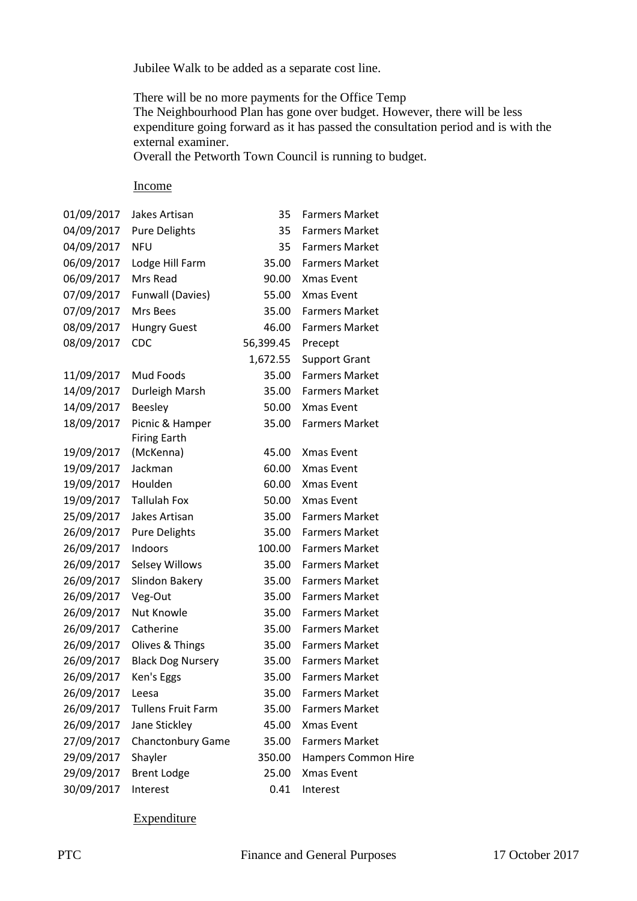Jubilee Walk to be added as a separate cost line.

There will be no more payments for the Office Temp
The Neighbourhood Plan has gone over budget. However, there will be less expenditure going forward as it has passed the consultation period and is with the external examiner.
Overall the Petworth Town Council is running to budget.

Income

| | | | |
|---|---|---|---|
| 01/09/2017 | Jakes Artisan | 35 | Farmers Market |
| 04/09/2017 | Pure Delights | 35 | Farmers Market |
| 04/09/2017 | NFU | 35 | Farmers Market |
| 06/09/2017 | Lodge Hill Farm | 35.00 | Farmers Market |
| 06/09/2017 | Mrs Read | 90.00 | Xmas Event |
| 07/09/2017 | Funwall (Davies) | 55.00 | Xmas Event |
| 07/09/2017 | Mrs Bees | 35.00 | Farmers Market |
| 08/09/2017 | Hungry Guest | 46.00 | Farmers Market |
| 08/09/2017 | CDC | 56,399.45 | Precept |
| | | 1,672.55 | Support Grant |
| 11/09/2017 | Mud Foods | 35.00 | Farmers Market |
| 14/09/2017 | Durleigh Marsh | 35.00 | Farmers Market |
| 14/09/2017 | Beesley | 50.00 | Xmas Event |
| 18/09/2017 | Picnic & Hamper | 35.00 | Farmers Market |
| 19/09/2017 | Firing Earth (McKenna) | 45.00 | Xmas Event |
| 19/09/2017 | Jackman | 60.00 | Xmas Event |
| 19/09/2017 | Houlden | 60.00 | Xmas Event |
| 19/09/2017 | Tallulah Fox | 50.00 | Xmas Event |
| 25/09/2017 | Jakes Artisan | 35.00 | Farmers Market |
| 26/09/2017 | Pure Delights | 35.00 | Farmers Market |
| 26/09/2017 | Indoors | 100.00 | Farmers Market |
| 26/09/2017 | Selsey Willows | 35.00 | Farmers Market |
| 26/09/2017 | Slindon Bakery | 35.00 | Farmers Market |
| 26/09/2017 | Veg-Out | 35.00 | Farmers Market |
| 26/09/2017 | Nut Knowle | 35.00 | Farmers Market |
| 26/09/2017 | Catherine | 35.00 | Farmers Market |
| 26/09/2017 | Olives & Things | 35.00 | Farmers Market |
| 26/09/2017 | Black Dog Nursery | 35.00 | Farmers Market |
| 26/09/2017 | Ken's Eggs | 35.00 | Farmers Market |
| 26/09/2017 | Leesa | 35.00 | Farmers Market |
| 26/09/2017 | Tullens Fruit Farm | 35.00 | Farmers Market |
| 26/09/2017 | Jane Stickley | 45.00 | Xmas Event |
| 27/09/2017 | Chanctonbury Game | 35.00 | Farmers Market |
| 29/09/2017 | Shayler | 350.00 | Hampers Common Hire |
| 29/09/2017 | Brent Lodge | 25.00 | Xmas Event |
| 30/09/2017 | Interest | 0.41 | Interest |

Expenditure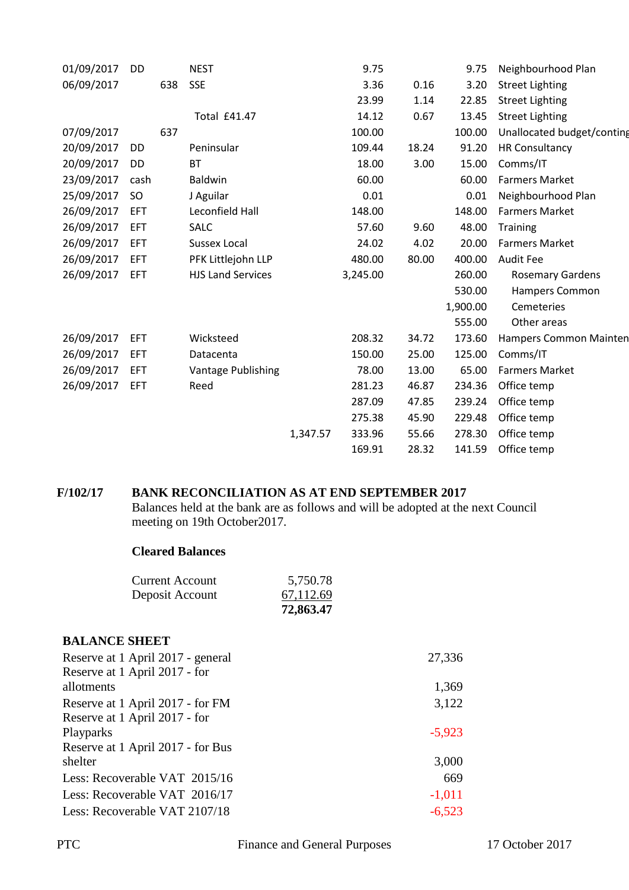| Date | Type | Chq | Payee | | Gross | VAT | Net | Budget |
|---|---|---|---|---|---|---|---|---|
| 01/09/2017 | DD | | NEST | | 9.75 | | 9.75 | Neighbourhood Plan |
| 06/09/2017 | | 638 | SSE | | 3.36 | 0.16 | 3.20 | Street Lighting |
| | | | | | 23.99 | 1.14 | 22.85 | Street Lighting |
| | | | Total £41.47 | | 14.12 | 0.67 | 13.45 | Street Lighting |
| 07/09/2017 | | 637 | | | 100.00 | | 100.00 | Unallocated budget/conting |
| 20/09/2017 | DD | | Peninsular | | 109.44 | 18.24 | 91.20 | HR Consultancy |
| 20/09/2017 | DD | | BT | | 18.00 | 3.00 | 15.00 | Comms/IT |
| 23/09/2017 | cash | | Baldwin | | 60.00 | | 60.00 | Farmers Market |
| 25/09/2017 | SO | | J Aguilar | | 0.01 | | 0.01 | Neighbourhood Plan |
| 26/09/2017 | EFT | | Leconfield Hall | | 148.00 | | 148.00 | Farmers Market |
| 26/09/2017 | EFT | | SALC | | 57.60 | 9.60 | 48.00 | Training |
| 26/09/2017 | EFT | | Sussex Local | | 24.02 | 4.02 | 20.00 | Farmers Market |
| 26/09/2017 | EFT | | PFK Littlejohn LLP | | 480.00 | 80.00 | 400.00 | Audit Fee |
| 26/09/2017 | EFT | | HJS Land Services | | 3,245.00 | | 260.00 | Rosemary Gardens |
| | | | | | | | 530.00 | Hampers Common |
| | | | | | | | 1,900.00 | Cemeteries |
| | | | | | | | 555.00 | Other areas |
| 26/09/2017 | EFT | | Wicksteed | | 208.32 | 34.72 | 173.60 | Hampers Common Mainten |
| 26/09/2017 | EFT | | Datacenta | | 150.00 | 25.00 | 125.00 | Comms/IT |
| 26/09/2017 | EFT | | Vantage Publishing | | 78.00 | 13.00 | 65.00 | Farmers Market |
| 26/09/2017 | EFT | | Reed | | 281.23 | 46.87 | 234.36 | Office temp |
| | | | | | 287.09 | 47.85 | 239.24 | Office temp |
| | | | | | 275.38 | 45.90 | 229.48 | Office temp |
| | | | | 1,347.57 | 333.96 | 55.66 | 278.30 | Office temp |
| | | | | | 169.91 | 28.32 | 141.59 | Office temp |

**F/102/17 BANK RECONCILIATION AS AT END SEPTEMBER 2017**

Balances held at the bank are as follows and will be adopted at the next Council meeting on 19th October2017.

**Cleared Balances**

| | |
|---|---|
| Current Account | 5,750.78 |
| Deposit Account | 67,112.69 |
| | **72,863.47** |

**BALANCE SHEET**

| | |
|---|---|
| Reserve at 1 April 2017 - general | 27,336 |
| Reserve at 1 April 2017 - for allotments | 1,369 |
| Reserve at 1 April 2017 - for FM | 3,122 |
| Reserve at 1 April 2017 - for Playparks | -5,923 |
| Reserve at 1 April 2017 - for Bus shelter | 3,000 |
| Less: Recoverable VAT 2015/16 | 669 |
| Less: Recoverable VAT 2016/17 | -1,011 |
| Less: Recoverable VAT 2107/18 | -6,523 |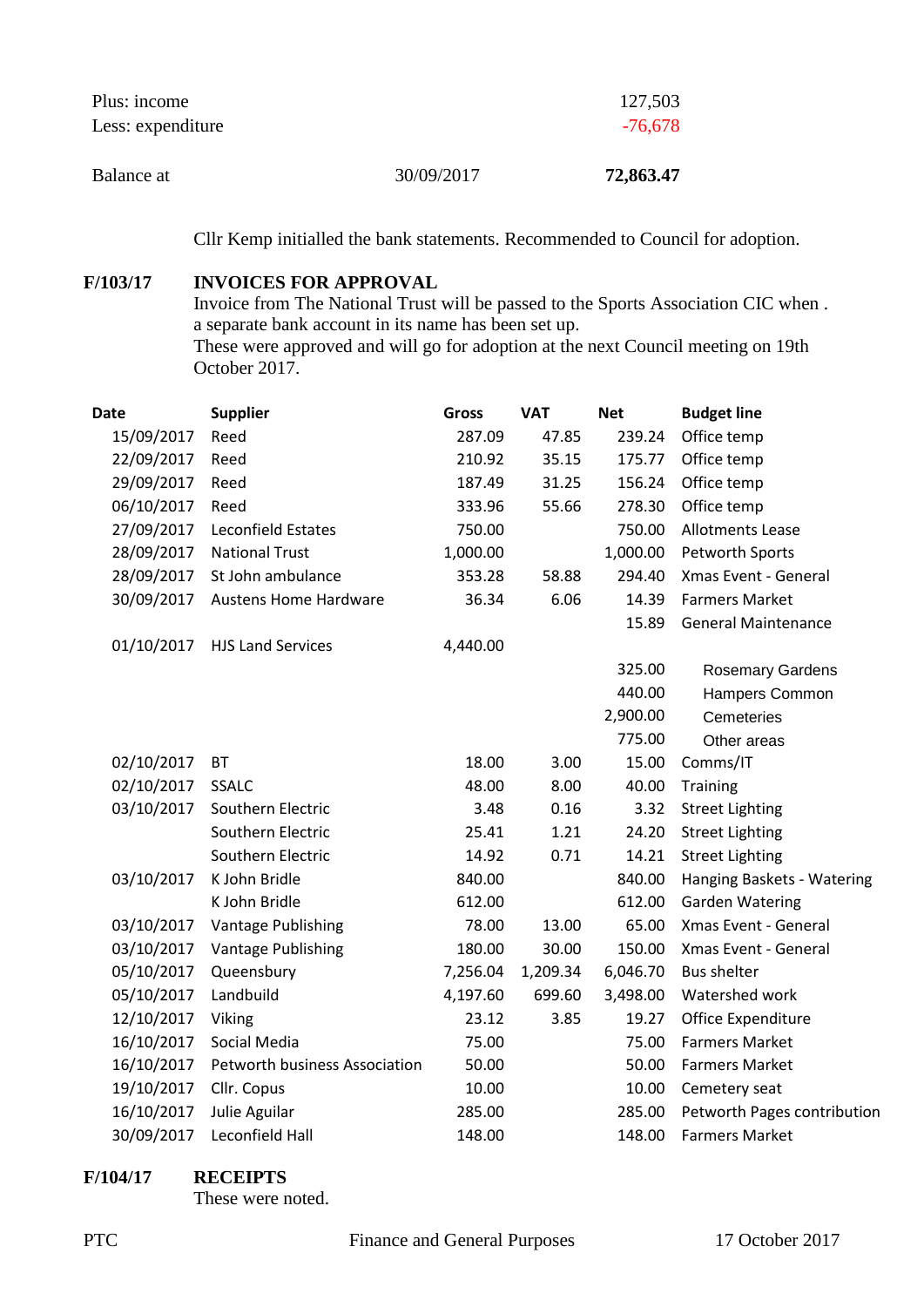| | | |
|---|---|---|
| Plus: income | | 127,503 |
| Less: expenditure | | -76,678 |
| Balance at | 30/09/2017 | **72,863.47** |

Cllr Kemp initialled the bank statements. Recommended to Council for adoption.

**F/103/17** **INVOICES FOR APPROVAL**

Invoice from The National Trust will be passed to the Sports Association CIC when . a separate bank account in its name has been set up.

These were approved and will go for adoption at the next Council meeting on 19th October 2017.

| Date | Supplier | Gross | VAT | Net | Budget line |
|---|---|---|---|---|---|
| 15/09/2017 | Reed | 287.09 | 47.85 | 239.24 | Office temp |
| 22/09/2017 | Reed | 210.92 | 35.15 | 175.77 | Office temp |
| 29/09/2017 | Reed | 187.49 | 31.25 | 156.24 | Office temp |
| 06/10/2017 | Reed | 333.96 | 55.66 | 278.30 | Office temp |
| 27/09/2017 | Leconfield Estates | 750.00 | | 750.00 | Allotments Lease |
| 28/09/2017 | National Trust | 1,000.00 | | 1,000.00 | Petworth Sports |
| 28/09/2017 | St John ambulance | 353.28 | 58.88 | 294.40 | Xmas Event - General |
| 30/09/2017 | Austens Home Hardware | 36.34 | 6.06 | 14.39 | Farmers Market |
| | | | | 15.89 | General Maintenance |
| 01/10/2017 | HJS Land Services | 4,440.00 | | | |
| | | | | 325.00 | Rosemary Gardens |
| | | | | 440.00 | Hampers Common |
| | | | | 2,900.00 | Cemeteries |
| | | | | 775.00 | Other areas |
| 02/10/2017 | BT | 18.00 | 3.00 | 15.00 | Comms/IT |
| 02/10/2017 | SSALC | 48.00 | 8.00 | 40.00 | Training |
| 03/10/2017 | Southern Electric | 3.48 | 0.16 | 3.32 | Street Lighting |
| | Southern Electric | 25.41 | 1.21 | 24.20 | Street Lighting |
| | Southern Electric | 14.92 | 0.71 | 14.21 | Street Lighting |
| 03/10/2017 | K John Bridle | 840.00 | | 840.00 | Hanging Baskets - Watering |
| | K John Bridle | 612.00 | | 612.00 | Garden Watering |
| 03/10/2017 | Vantage Publishing | 78.00 | 13.00 | 65.00 | Xmas Event - General |
| 03/10/2017 | Vantage Publishing | 180.00 | 30.00 | 150.00 | Xmas Event - General |
| 05/10/2017 | Queensbury | 7,256.04 | 1,209.34 | 6,046.70 | Bus shelter |
| 05/10/2017 | Landbuild | 4,197.60 | 699.60 | 3,498.00 | Watershed work |
| 12/10/2017 | Viking | 23.12 | 3.85 | 19.27 | Office Expenditure |
| 16/10/2017 | Social Media | 75.00 | | 75.00 | Farmers Market |
| 16/10/2017 | Petworth business Association | 50.00 | | 50.00 | Farmers Market |
| 19/10/2017 | Cllr. Copus | 10.00 | | 10.00 | Cemetery seat |
| 16/10/2017 | Julie Aguilar | 285.00 | | 285.00 | Petworth Pages contribution |
| 30/09/2017 | Leconfield Hall | 148.00 | | 148.00 | Farmers Market |

**F/104/17** **RECEIPTS**

These were noted.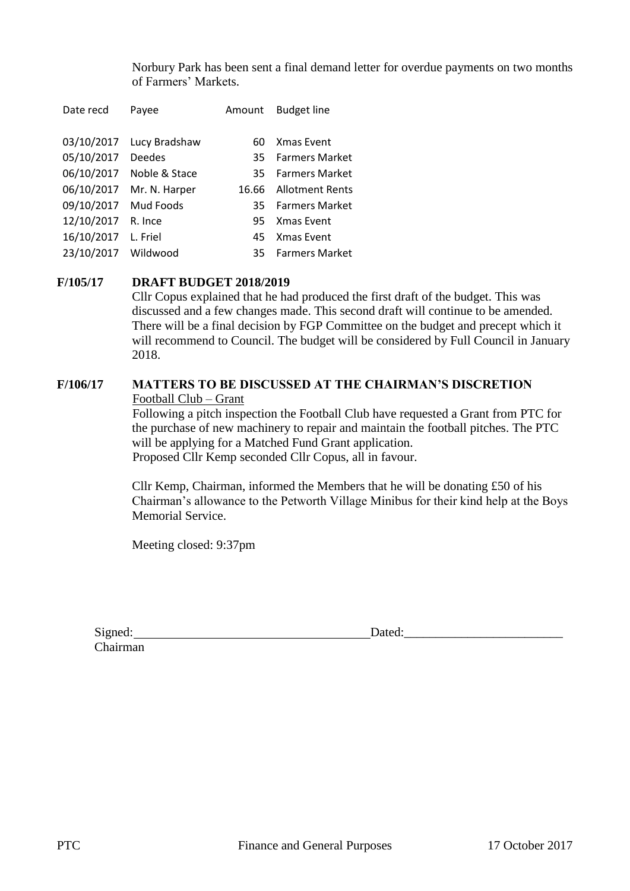Norbury Park has been sent a final demand letter for overdue payments on two months of Farmers' Markets.

| Date recd | Payee | Amount | Budget line |
|---|---|---|---|
| 03/10/2017 | Lucy Bradshaw | 60 | Xmas Event |
| 05/10/2017 | Deedes | 35 | Farmers Market |
| 06/10/2017 | Noble & Stace | 35 | Farmers Market |
| 06/10/2017 | Mr. N. Harper | 16.66 | Allotment Rents |
| 09/10/2017 | Mud Foods | 35 | Farmers Market |
| 12/10/2017 | R. Ince | 95 | Xmas Event |
| 16/10/2017 | L. Friel | 45 | Xmas Event |
| 23/10/2017 | Wildwood | 35 | Farmers Market |

**F/105/17 DRAFT BUDGET 2018/2019**

Cllr Copus explained that he had produced the first draft of the budget. This was discussed and a few changes made. This second draft will continue to be amended. There will be a final decision by FGP Committee on the budget and precept which it will recommend to Council. The budget will be considered by Full Council in January 2018.

**F/106/17 MATTERS TO BE DISCUSSED AT THE CHAIRMAN'S DISCRETION**

Football Club – Grant

Following a pitch inspection the Football Club have requested a Grant from PTC for the purchase of new machinery to repair and maintain the football pitches. The PTC will be applying for a Matched Fund Grant application.
Proposed Cllr Kemp seconded Cllr Copus, all in favour.

Cllr Kemp, Chairman, informed the Members that he will be donating £50 of his Chairman's allowance to the Petworth Village Minibus for their kind help at the Boys Memorial Service.

Meeting closed: 9:37pm

Signed:\_\_\_\_\_\_\_\_\_\_\_\_\_\_\_\_\_\_\_\_\_\_\_\_\_\_\_\_\_\_\_\_\_\_\_\_ Dated:\_\_\_\_\_\_\_\_\_\_\_\_\_\_\_\_\_\_\_\_\_\_\_\_\_
Chairman